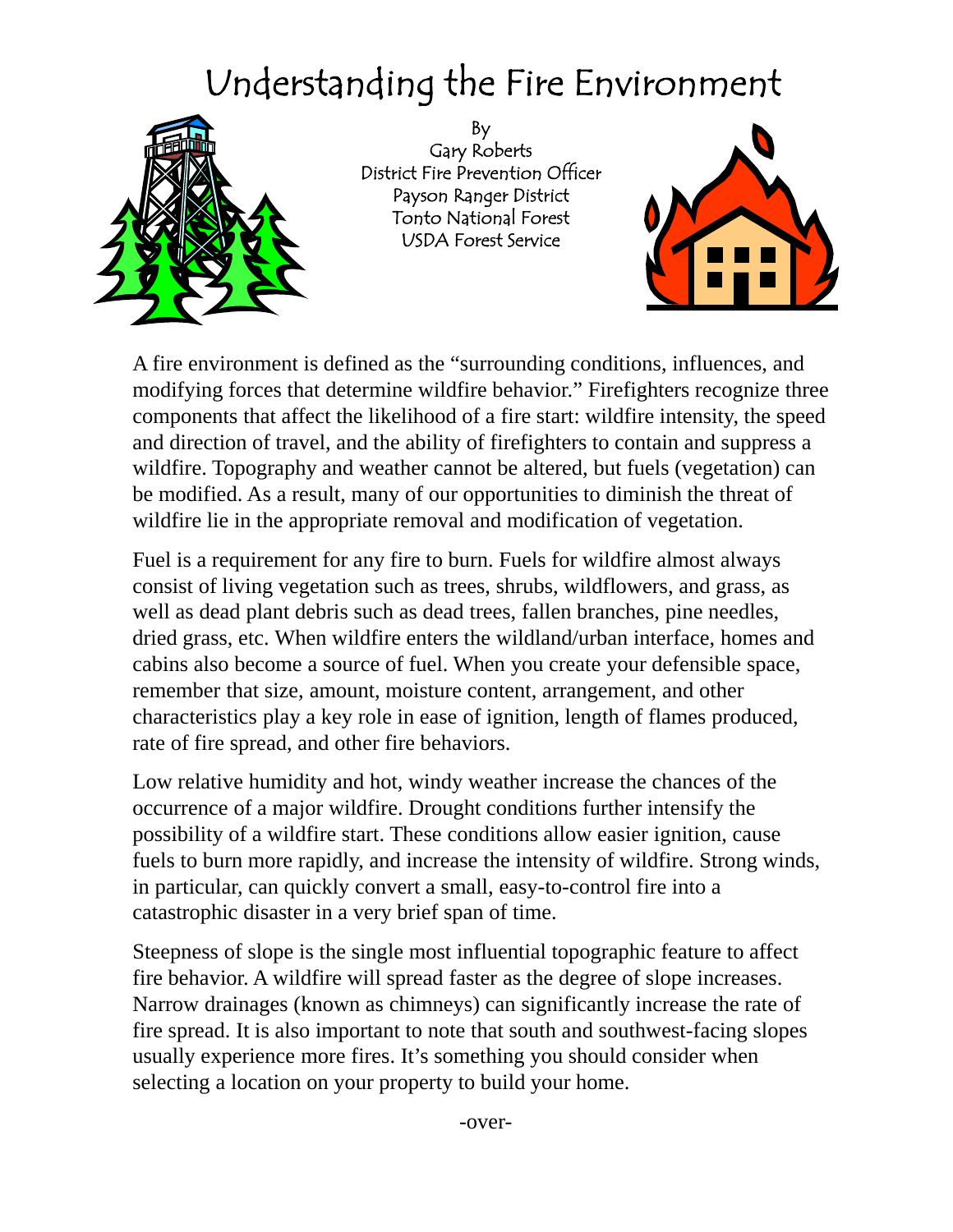# Understanding the Fire Environment

By
Gary Roberts
District Fire Prevention Officer
Payson Ranger District
Tonto National Forest
USDA Forest Service

A fire environment is defined as the "surrounding conditions, influences, and modifying forces that determine wildfire behavior." Firefighters recognize three components that affect the likelihood of a fire start: wildfire intensity, the speed and direction of travel, and the ability of firefighters to contain and suppress a wildfire. Topography and weather cannot be altered, but fuels (vegetation) can be modified. As a result, many of our opportunities to diminish the threat of wildfire lie in the appropriate removal and modification of vegetation.

Fuel is a requirement for any fire to burn. Fuels for wildfire almost always consist of living vegetation such as trees, shrubs, wildflowers, and grass, as well as dead plant debris such as dead trees, fallen branches, pine needles, dried grass, etc. When wildfire enters the wildland/urban interface, homes and cabins also become a source of fuel. When you create your defensible space, remember that size, amount, moisture content, arrangement, and other characteristics play a key role in ease of ignition, length of flames produced, rate of fire spread, and other fire behaviors.

Low relative humidity and hot, windy weather increase the chances of the occurrence of a major wildfire. Drought conditions further intensify the possibility of a wildfire start. These conditions allow easier ignition, cause fuels to burn more rapidly, and increase the intensity of wildfire. Strong winds, in particular, can quickly convert a small, easy-to-control fire into a catastrophic disaster in a very brief span of time.

Steepness of slope is the single most influential topographic feature to affect fire behavior. A wildfire will spread faster as the degree of slope increases. Narrow drainages (known as chimneys) can significantly increase the rate of fire spread. It is also important to note that south and southwest-facing slopes usually experience more fires. It's something you should consider when selecting a location on your property to build your home.

-over-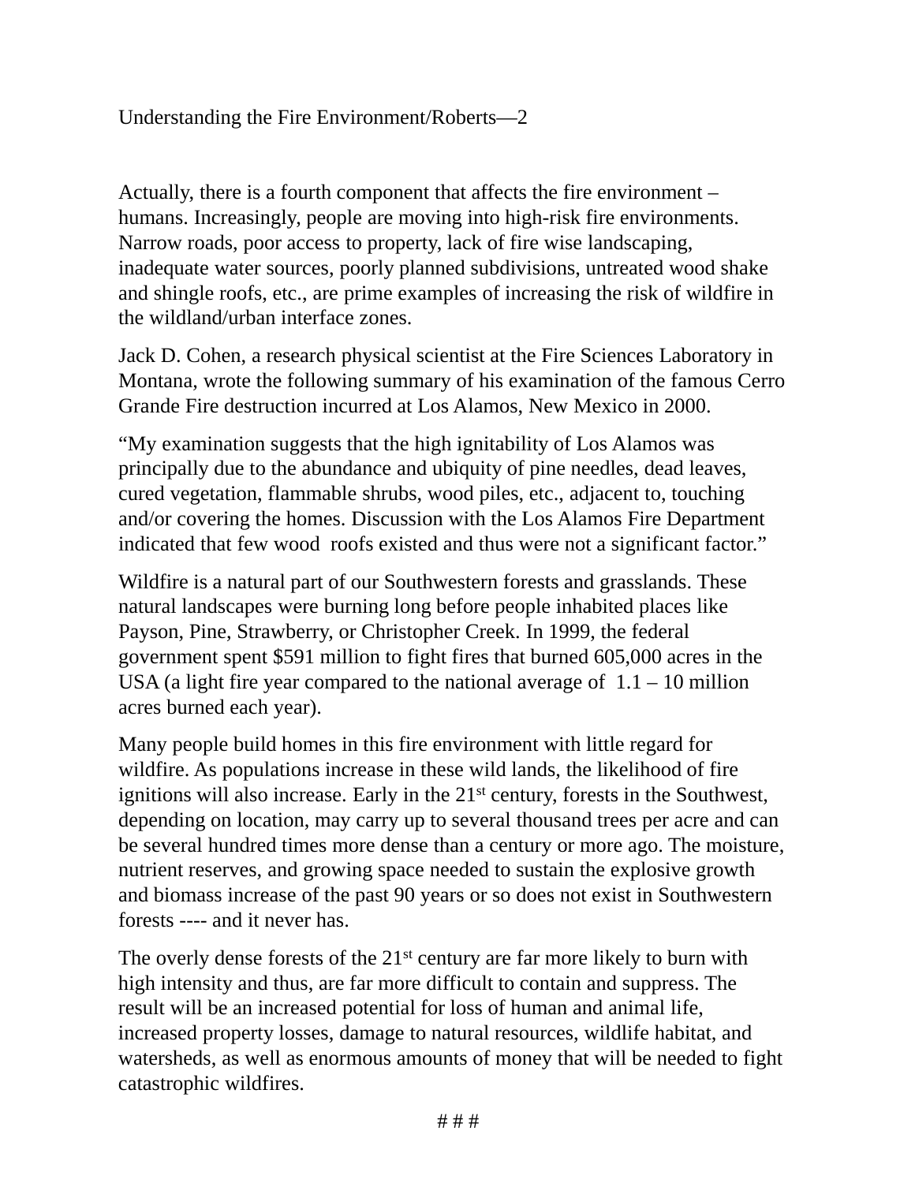Actually, there is a fourth component that affects the fire environment – humans. Increasingly, people are moving into high-risk fire environments. Narrow roads, poor access to property, lack of fire wise landscaping, inadequate water sources, poorly planned subdivisions, untreated wood shake and shingle roofs, etc., are prime examples of increasing the risk of wildfire in the wildland/urban interface zones.

Jack D. Cohen, a research physical scientist at the Fire Sciences Laboratory in Montana, wrote the following summary of his examination of the famous Cerro Grande Fire destruction incurred at Los Alamos, New Mexico in 2000.

"My examination suggests that the high ignitability of Los Alamos was principally due to the abundance and ubiquity of pine needles, dead leaves, cured vegetation, flammable shrubs, wood piles, etc., adjacent to, touching and/or covering the homes. Discussion with the Los Alamos Fire Department indicated that few wood roofs existed and thus were not a significant factor."

Wildfire is a natural part of our Southwestern forests and grasslands. These natural landscapes were burning long before people inhabited places like Payson, Pine, Strawberry, or Christopher Creek. In 1999, the federal government spent $591 million to fight fires that burned 605,000 acres in the USA (a light fire year compared to the national average of 1.1 – 10 million acres burned each year).

Many people build homes in this fire environment with little regard for wildfire. As populations increase in these wild lands, the likelihood of fire ignitions will also increase. Early in the 21st century, forests in the Southwest, depending on location, may carry up to several thousand trees per acre and can be several hundred times more dense than a century or more ago. The moisture, nutrient reserves, and growing space needed to sustain the explosive growth and biomass increase of the past 90 years or so does not exist in Southwestern forests ---- and it never has.

The overly dense forests of the 21st century are far more likely to burn with high intensity and thus, are far more difficult to contain and suppress. The result will be an increased potential for loss of human and animal life, increased property losses, damage to natural resources, wildlife habitat, and watersheds, as well as enormous amounts of money that will be needed to fight catastrophic wildfires.

# # #